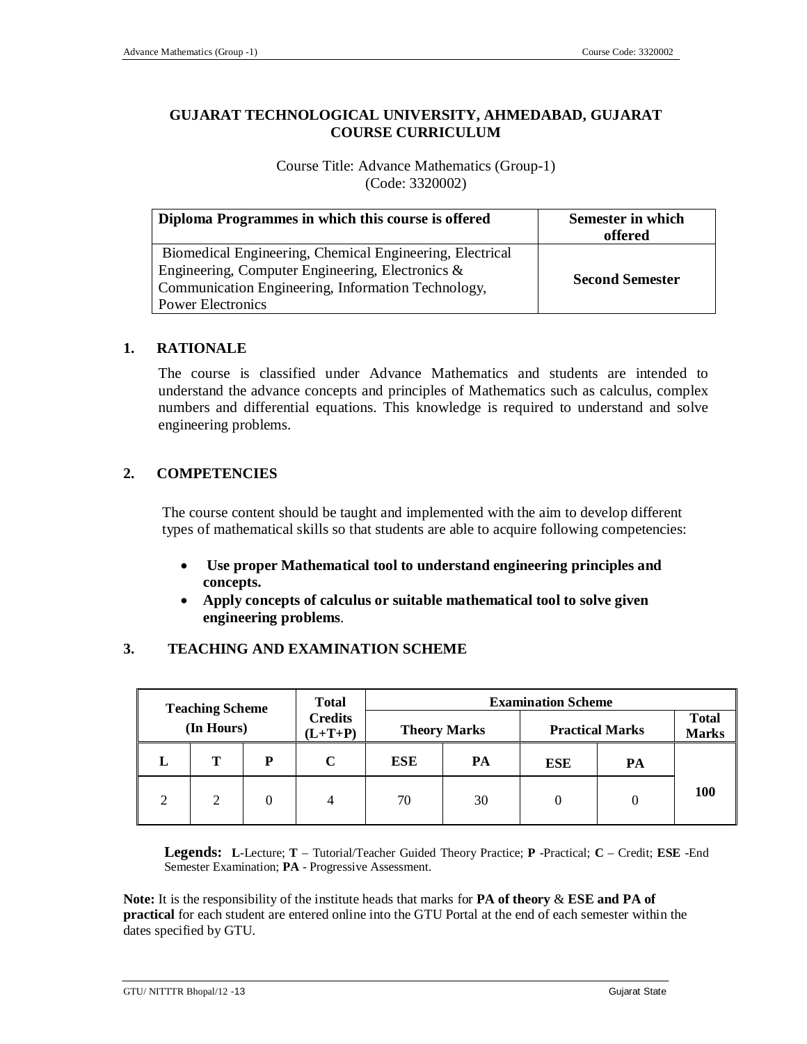**GUJARAT TECHNOLOGICAL UNIVERSITY, AHMEDABAD, GUJARAT**
**COURSE CURRICULUM**

Course Title: Advance Mathematics (Group-1)
(Code: 3320002)

| Diploma Programmes in which this course is offered | Semester in which offered |
|---|---|
| Biomedical Engineering, Chemical Engineering, Electrical Engineering, Computer Engineering, Electronics & Communication Engineering, Information Technology, Power Electronics | **Second Semester** |

## 1. RATIONALE

The course is classified under Advance Mathematics and students are intended to understand the advance concepts and principles of Mathematics such as calculus, complex numbers and differential equations. This knowledge is required to understand and solve engineering problems.

## 2. COMPETENCIES

The course content should be taught and implemented with the aim to develop different types of mathematical skills so that students are able to acquire following competencies:

- **Use proper Mathematical tool to understand engineering principles and concepts.**
- **Apply concepts of calculus or suitable mathematical tool to solve given engineering problems**.

## 3. TEACHING AND EXAMINATION SCHEME

| Teaching Scheme (In Hours) | | | Total Credits (L+T+P) | Examination Scheme | | | | |
|---|---|---|---|---|---|---|---|---|
| | | | | Theory Marks | | Practical Marks | | Total Marks |
| **L** | **T** | **P** | **C** | **ESE** | **PA** | **ESE** | **PA** | |
| 2 | 2 | 0 | 4 | 70 | 30 | 0 | 0 | **100** |

**Legends:** **L**-Lecture; **T** – Tutorial/Teacher Guided Theory Practice; **P** -Practical; **C** – Credit; **ESE** -End Semester Examination; **PA** - Progressive Assessment.

**Note:** It is the responsibility of the institute heads that marks for **PA of theory** & **ESE and PA of practical** for each student are entered online into the GTU Portal at the end of each semester within the dates specified by GTU.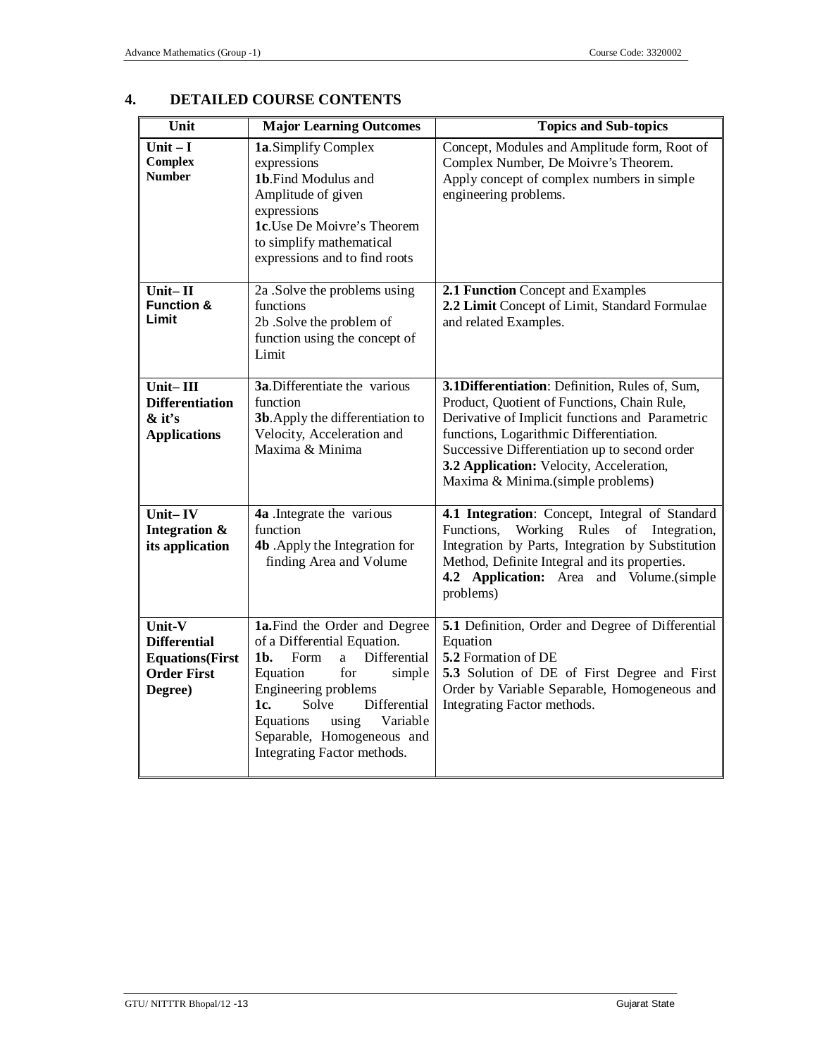## 4. DETAILED COURSE CONTENTS

| Unit | Major Learning Outcomes | Topics and Sub-topics |
|---|---|---|
| **Unit – I Complex Number** | **1a**.Simplify Complex expressions<br>**1b**.Find Modulus and Amplitude of given expressions<br>**1c**.Use De Moivre's Theorem to simplify mathematical expressions and to find roots | Concept, Modules and Amplitude form, Root of Complex Number, De Moivre's Theorem. Apply concept of complex numbers in simple engineering problems. |
| **Unit– II Function & Limit** | 2a .Solve the problems using functions<br>2b .Solve the problem of function using the concept of Limit | **2.1 Function** Concept and Examples<br>**2.2 Limit** Concept of Limit, Standard Formulae and related Examples. |
| **Unit– III Differentiation & it's Applications** | **3a**.Differentiate the various function<br>**3b**.Apply the differentiation to Velocity, Acceleration and Maxima & Minima | **3.1Differentiation**: Definition, Rules of, Sum, Product, Quotient of Functions, Chain Rule, Derivative of Implicit functions and Parametric functions, Logarithmic Differentiation. Successive Differentiation up to second order<br>**3.2 Application:** Velocity, Acceleration, Maxima & Minima.(simple problems) |
| **Unit– IV Integration & its application** | **4a** .Integrate the various function<br>**4b** .Apply the Integration for finding Area and Volume | **4.1 Integration**: Concept, Integral of Standard Functions, Working Rules of Integration, Integration by Parts, Integration by Substitution Method, Definite Integral and its properties.<br>**4.2 Application:** Area and Volume.(simple problems) |
| **Unit-V Differential Equations(First Order First Degree)** | **1a.**Find the Order and Degree of a Differential Equation.<br>**1b.** Form a Differential Equation for simple Engineering problems<br>**1c.** Solve Differential Equations using Variable Separable, Homogeneous and Integrating Factor methods. | **5.1** Definition, Order and Degree of Differential Equation<br>**5.2** Formation of DE<br>**5.3** Solution of DE of First Degree and First Order by Variable Separable, Homogeneous and Integrating Factor methods. |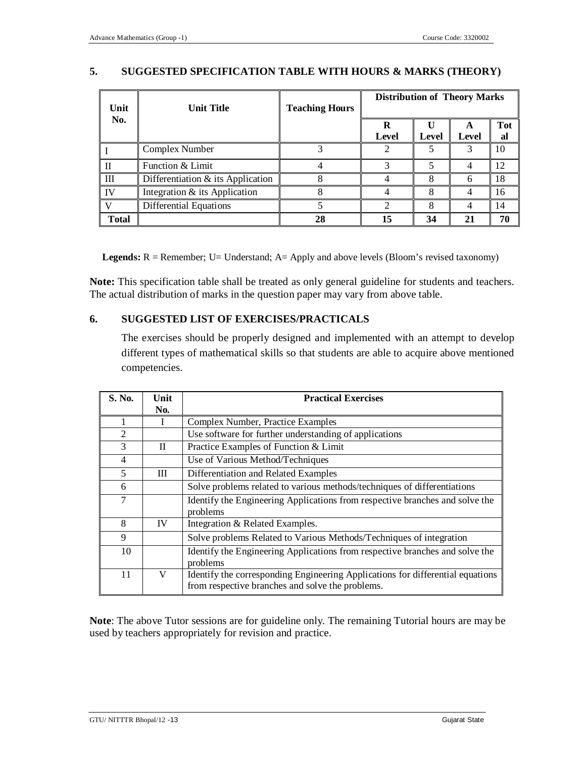## 5. SUGGESTED SPECIFICATION TABLE WITH HOURS & MARKS (THEORY)

| Unit No. | Unit Title | Teaching Hours | Distribution of Theory Marks | | | |
|---|---|---|---|---|---|---|
| | | | R Level | U Level | A Level | Total |
| I | Complex Number | 3 | 2 | 5 | 3 | 10 |
| II | Function & Limit | 4 | 3 | 5 | 4 | 12 |
| III | Differentiation & its Application | 8 | 4 | 8 | 6 | 18 |
| IV | Integration & its Application | 8 | 4 | 8 | 4 | 16 |
| V | Differential Equations | 5 | 2 | 8 | 4 | 14 |
| **Total** | | **28** | **15** | **34** | **21** | **70** |

**Legends:** R = Remember; U= Understand; A= Apply and above levels (Bloom's revised taxonomy)

**Note:** This specification table shall be treated as only general guideline for students and teachers. The actual distribution of marks in the question paper may vary from above table.

## 6. SUGGESTED LIST OF EXERCISES/PRACTICALS

The exercises should be properly designed and implemented with an attempt to develop different types of mathematical skills so that students are able to acquire above mentioned competencies.

| S. No. | Unit No. | Practical Exercises |
|---|---|---|
| 1 | I | Complex Number, Practice Examples |
| 2 | | Use software for further understanding of applications |
| 3 | II | Practice Examples of Function & Limit |
| 4 | | Use of Various Method/Techniques |
| 5 | III | Differentiation and Related Examples |
| 6 | | Solve problems related to various methods/techniques of differentiations |
| 7 | | Identify the Engineering Applications from respective branches and solve the problems |
| 8 | IV | Integration & Related Examples. |
| 9 | | Solve problems Related to Various Methods/Techniques of integration |
| 10 | | Identify the Engineering Applications from respective branches and solve the problems |
| 11 | V | Identify the corresponding Engineering Applications for differential equations from respective branches and solve the problems. |

**Note**: The above Tutor sessions are for guideline only. The remaining Tutorial hours are may be used by teachers appropriately for revision and practice.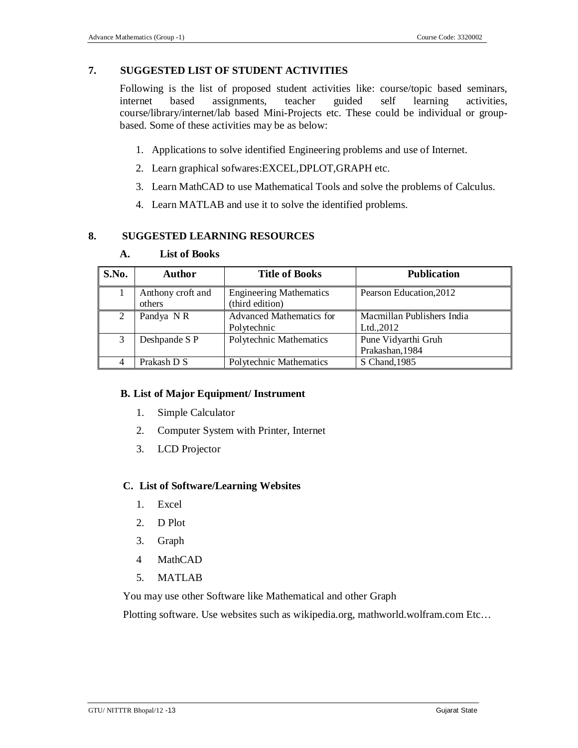## 7. SUGGESTED LIST OF STUDENT ACTIVITIES

Following is the list of proposed student activities like: course/topic based seminars, internet based assignments, teacher guided self learning activities, course/library/internet/lab based Mini-Projects etc. These could be individual or group-based. Some of these activities may be as below:

1. Applications to solve identified Engineering problems and use of Internet.
2. Learn graphical sofwares:EXCEL,DPLOT,GRAPH etc.
3. Learn MathCAD to use Mathematical Tools and solve the problems of Calculus.
4. Learn MATLAB and use it to solve the identified problems.

## 8. SUGGESTED LEARNING RESOURCES

### A. List of Books

| S.No. | Author | Title of Books | Publication |
|---|---|---|---|
| 1 | Anthony croft and others | Engineering Mathematics (third edition) | Pearson Education,2012 |
| 2 | Pandya N R | Advanced Mathematics for Polytechnic | Macmillan Publishers India Ltd.,2012 |
| 3 | Deshpande S P | Polytechnic Mathematics | Pune Vidyarthi Gruh Prakashan,1984 |
| 4 | Prakash D S | Polytechnic Mathematics | S Chand,1985 |

### B. List of Major Equipment/ Instrument

1. Simple Calculator
2. Computer System with Printer, Internet
3. LCD Projector

### C. List of Software/Learning Websites

1. Excel
2. D Plot
3. Graph
4. MathCAD
5. MATLAB

You may use other Software like Mathematical and other Graph

Plotting software. Use websites such as wikipedia.org, mathworld.wolfram.com Etc…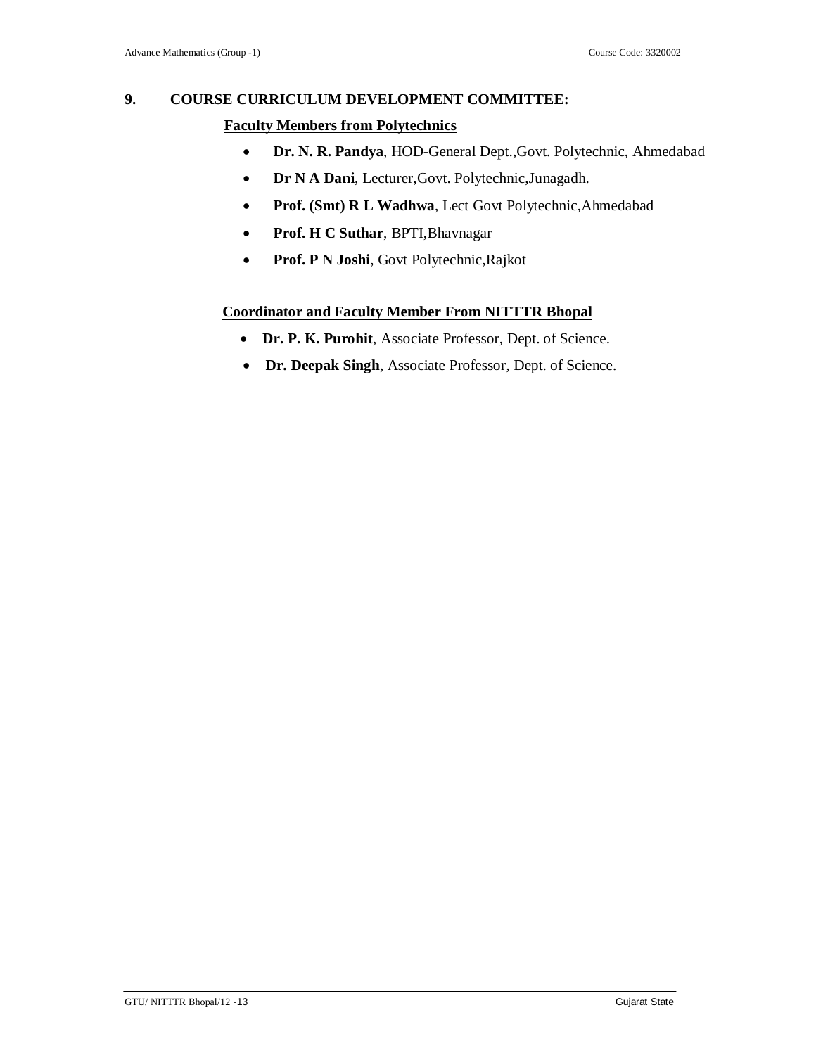## 9. COURSE CURRICULUM DEVELOPMENT COMMITTEE:

**Faculty Members from Polytechnics**

- **Dr. N. R. Pandya**, HOD-General Dept.,Govt. Polytechnic, Ahmedabad
- **Dr N A Dani**, Lecturer,Govt. Polytechnic,Junagadh.
- **Prof. (Smt) R L Wadhwa**, Lect Govt Polytechnic,Ahmedabad
- **Prof. H C Suthar**, BPTI,Bhavnagar
- **Prof. P N Joshi**, Govt Polytechnic,Rajkot

**Coordinator and Faculty Member From NITTTR Bhopal**

- **Dr. P. K. Purohit**, Associate Professor, Dept. of Science.
- **Dr. Deepak Singh**, Associate Professor, Dept. of Science.